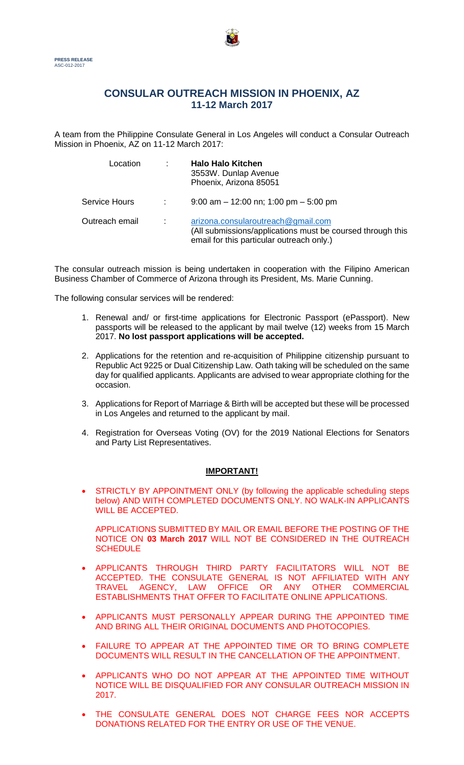**PRESS RELEASE**
ASC-012-2017

# CONSULAR OUTREACH MISSION IN PHOENIX, AZ
## 11-12 March 2017

A team from the Philippine Consulate General in Los Angeles will conduct a Consular Outreach Mission in Phoenix, AZ on 11-12 March 2017:

| | | |
|---|---|---|
| Location | : | **Halo Halo Kitchen**<br>3553W. Dunlap Avenue<br>Phoenix, Arizona 85051 |
| Service Hours | : | 9:00 am – 12:00 nn; 1:00 pm – 5:00 pm |
| Outreach email | : | arizona.consularoutreach@gmail.com<br>(All submissions/applications must be coursed through this email for this particular outreach only.) |

The consular outreach mission is being undertaken in cooperation with the Filipino American Business Chamber of Commerce of Arizona through its President, Ms. Marie Cunning.

The following consular services will be rendered:

1. Renewal and/ or first-time applications for Electronic Passport (ePassport). New passports will be released to the applicant by mail twelve (12) weeks from 15 March 2017. **No lost passport applications will be accepted.**

2. Applications for the retention and re-acquisition of Philippine citizenship pursuant to Republic Act 9225 or Dual Citizenship Law. Oath taking will be scheduled on the same day for qualified applicants. Applicants are advised to wear appropriate clothing for the occasion.

3. Applications for Report of Marriage & Birth will be accepted but these will be processed in Los Angeles and returned to the applicant by mail.

4. Registration for Overseas Voting (OV) for the 2019 National Elections for Senators and Party List Representatives.

### IMPORTANT!

- STRICTLY BY APPOINTMENT ONLY (by following the applicable scheduling steps below) AND WITH COMPLETED DOCUMENTS ONLY. NO WALK-IN APPLICANTS WILL BE ACCEPTED.

  APPLICATIONS SUBMITTED BY MAIL OR EMAIL BEFORE THE POSTING OF THE NOTICE ON **03 March 2017** WILL NOT BE CONSIDERED IN THE OUTREACH SCHEDULE

- APPLICANTS THROUGH THIRD PARTY FACILITATORS WILL NOT BE ACCEPTED. THE CONSULATE GENERAL IS NOT AFFILIATED WITH ANY TRAVEL AGENCY, LAW OFFICE OR ANY OTHER COMMERCIAL ESTABLISHMENTS THAT OFFER TO FACILITATE ONLINE APPLICATIONS.

- APPLICANTS MUST PERSONALLY APPEAR DURING THE APPOINTED TIME AND BRING ALL THEIR ORIGINAL DOCUMENTS AND PHOTOCOPIES.

- FAILURE TO APPEAR AT THE APPOINTED TIME OR TO BRING COMPLETE DOCUMENTS WILL RESULT IN THE CANCELLATION OF THE APPOINTMENT.

- APPLICANTS WHO DO NOT APPEAR AT THE APPOINTED TIME WITHOUT NOTICE WILL BE DISQUALIFIED FOR ANY CONSULAR OUTREACH MISSION IN 2017.

- THE CONSULATE GENERAL DOES NOT CHARGE FEES NOR ACCEPTS DONATIONS RELATED FOR THE ENTRY OR USE OF THE VENUE.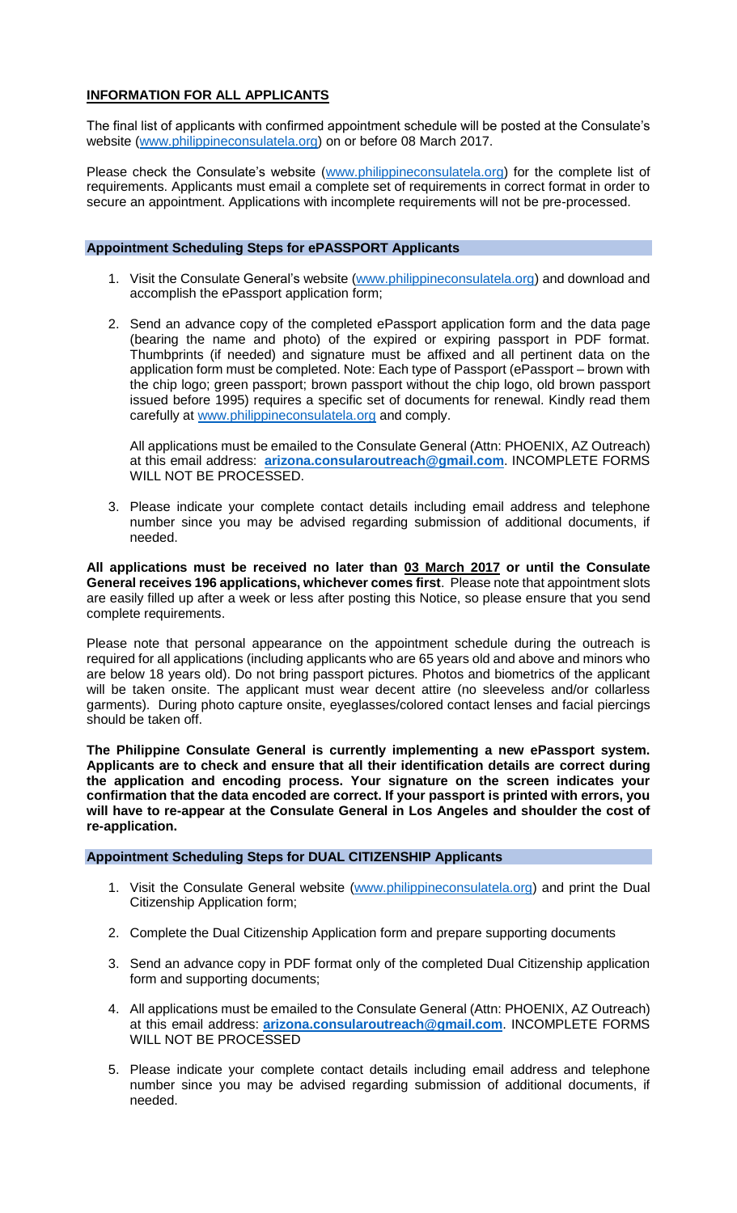## INFORMATION FOR ALL APPLICANTS

The final list of applicants with confirmed appointment schedule will be posted at the Consulate's website (www.philippineconsulatela.org) on or before 08 March 2017.

Please check the Consulate's website (www.philippineconsulatela.org) for the complete list of requirements. Applicants must email a complete set of requirements in correct format in order to secure an appointment. Applications with incomplete requirements will not be pre-processed.

### Appointment Scheduling Steps for ePASSPORT Applicants

1. Visit the Consulate General's website (www.philippineconsulatela.org) and download and accomplish the ePassport application form;

2. Send an advance copy of the completed ePassport application form and the data page (bearing the name and photo) of the expired or expiring passport in PDF format. Thumbprints (if needed) and signature must be affixed and all pertinent data on the application form must be completed. Note: Each type of Passport (ePassport – brown with the chip logo; green passport; brown passport without the chip logo, old brown passport issued before 1995) requires a specific set of documents for renewal. Kindly read them carefully at www.philippineconsulatela.org and comply.

   All applications must be emailed to the Consulate General (Attn: PHOENIX, AZ Outreach) at this email address: **arizona.consularoutreach@gmail.com**. INCOMPLETE FORMS WILL NOT BE PROCESSED.

3. Please indicate your complete contact details including email address and telephone number since you may be advised regarding submission of additional documents, if needed.

**All applications must be received no later than 03 March 2017 or until the Consulate General receives 196 applications, whichever comes first**. Please note that appointment slots are easily filled up after a week or less after posting this Notice, so please ensure that you send complete requirements.

Please note that personal appearance on the appointment schedule during the outreach is required for all applications (including applicants who are 65 years old and above and minors who are below 18 years old). Do not bring passport pictures. Photos and biometrics of the applicant will be taken onsite. The applicant must wear decent attire (no sleeveless and/or collarless garments). During photo capture onsite, eyeglasses/colored contact lenses and facial piercings should be taken off.

**The Philippine Consulate General is currently implementing a new ePassport system. Applicants are to check and ensure that all their identification details are correct during the application and encoding process. Your signature on the screen indicates your confirmation that the data encoded are correct. If your passport is printed with errors, you will have to re-appear at the Consulate General in Los Angeles and shoulder the cost of re-application.**

### Appointment Scheduling Steps for DUAL CITIZENSHIP Applicants

1. Visit the Consulate General website (www.philippineconsulatela.org) and print the Dual Citizenship Application form;

2. Complete the Dual Citizenship Application form and prepare supporting documents

3. Send an advance copy in PDF format only of the completed Dual Citizenship application form and supporting documents;

4. All applications must be emailed to the Consulate General (Attn: PHOENIX, AZ Outreach) at this email address: **arizona.consularoutreach@gmail.com**. INCOMPLETE FORMS WILL NOT BE PROCESSED

5. Please indicate your complete contact details including email address and telephone number since you may be advised regarding submission of additional documents, if needed.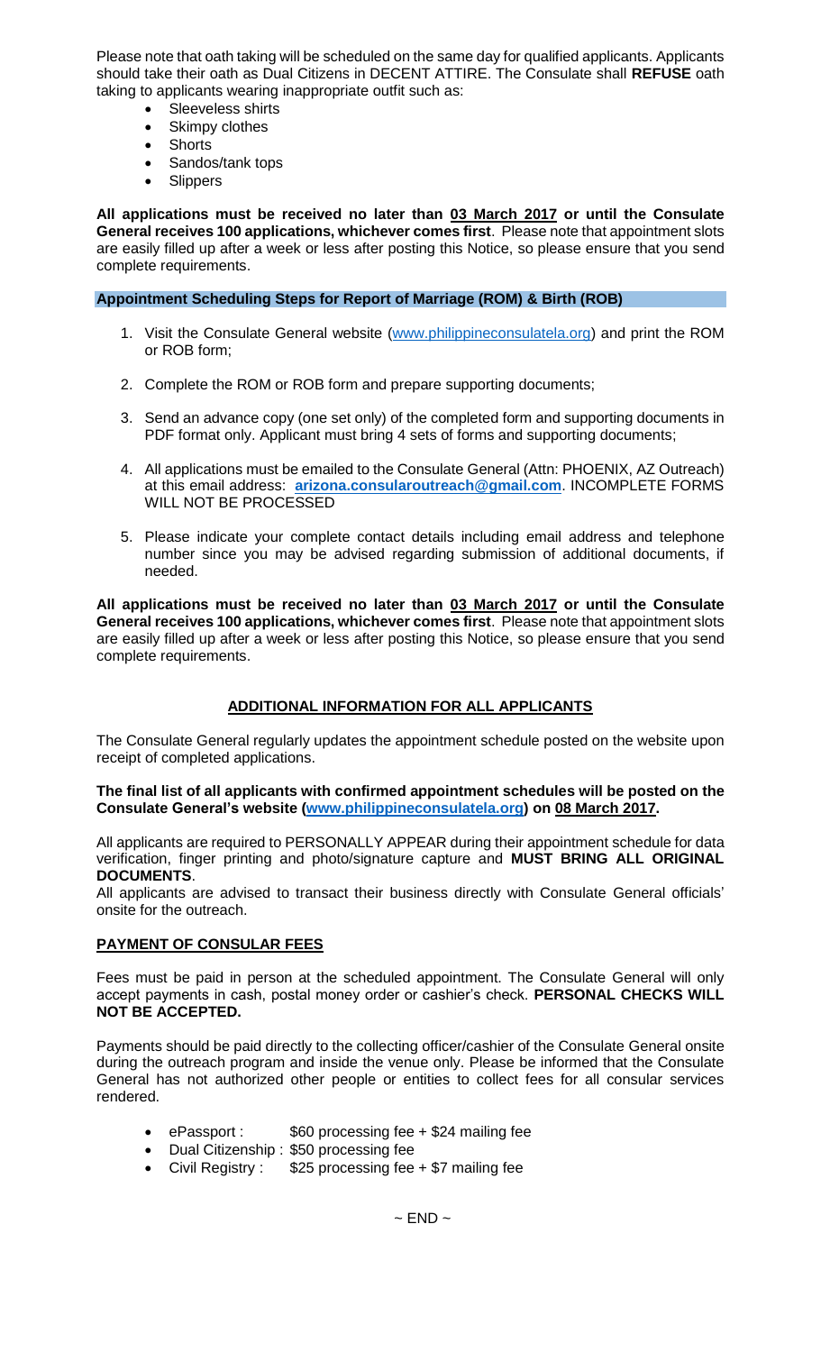Please note that oath taking will be scheduled on the same day for qualified applicants. Applicants should take their oath as Dual Citizens in DECENT ATTIRE. The Consulate shall **REFUSE** oath taking to applicants wearing inappropriate outfit such as:

- Sleeveless shirts
- Skimpy clothes
- Shorts
- Sandos/tank tops
- Slippers

**All applications must be received no later than 03 March 2017 or until the Consulate General receives 100 applications, whichever comes first**. Please note that appointment slots are easily filled up after a week or less after posting this Notice, so please ensure that you send complete requirements.

**Appointment Scheduling Steps for Report of Marriage (ROM) & Birth (ROB)**

1. Visit the Consulate General website (www.philippineconsulatela.org) and print the ROM or ROB form;
2. Complete the ROM or ROB form and prepare supporting documents;
3. Send an advance copy (one set only) of the completed form and supporting documents in PDF format only. Applicant must bring 4 sets of forms and supporting documents;
4. All applications must be emailed to the Consulate General (Attn: PHOENIX, AZ Outreach) at this email address: **arizona.consularoutreach@gmail.com**. INCOMPLETE FORMS WILL NOT BE PROCESSED
5. Please indicate your complete contact details including email address and telephone number since you may be advised regarding submission of additional documents, if needed.

**All applications must be received no later than 03 March 2017 or until the Consulate General receives 100 applications, whichever comes first**. Please note that appointment slots are easily filled up after a week or less after posting this Notice, so please ensure that you send complete requirements.

## ADDITIONAL INFORMATION FOR ALL APPLICANTS

The Consulate General regularly updates the appointment schedule posted on the website upon receipt of completed applications.

**The final list of all applicants with confirmed appointment schedules will be posted on the Consulate General's website (www.philippineconsulatela.org) on 08 March 2017.**

All applicants are required to PERSONALLY APPEAR during their appointment schedule for data verification, finger printing and photo/signature capture and **MUST BRING ALL ORIGINAL DOCUMENTS**.

All applicants are advised to transact their business directly with Consulate General officials' onsite for the outreach.

## PAYMENT OF CONSULAR FEES

Fees must be paid in person at the scheduled appointment. The Consulate General will only accept payments in cash, postal money order or cashier's check. **PERSONAL CHECKS WILL NOT BE ACCEPTED.**

Payments should be paid directly to the collecting officer/cashier of the Consulate General onsite during the outreach program and inside the venue only. Please be informed that the Consulate General has not authorized other people or entities to collect fees for all consular services rendered.

- ePassport : $60 processing fee + $24 mailing fee
- Dual Citizenship : $50 processing fee
- Civil Registry : $25 processing fee + $7 mailing fee

~ END ~